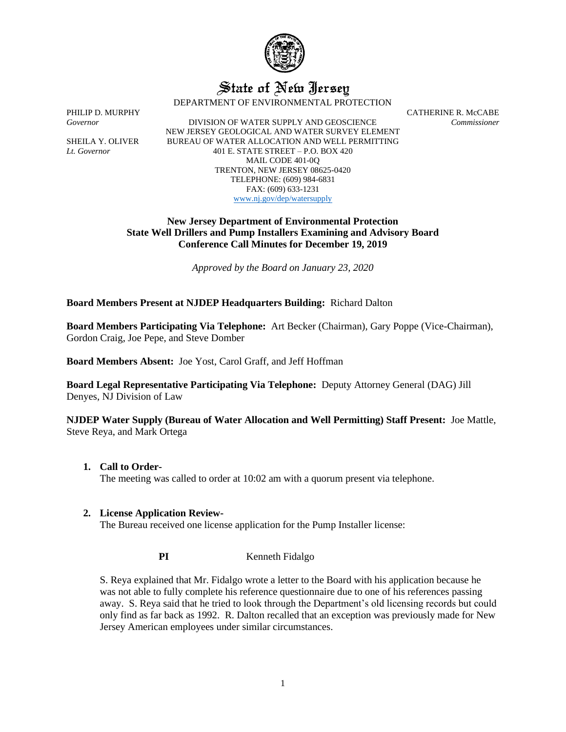# State of New Jersey

DEPARTMENT OF ENVIRONMENTAL PROTECTION

PHILIP D. MURPHY
*Governor*

SHEILA Y. OLIVER
*Lt. Governor*

DIVISION OF WATER SUPPLY AND GEOSCIENCE
NEW JERSEY GEOLOGICAL AND WATER SURVEY ELEMENT
BUREAU OF WATER ALLOCATION AND WELL PERMITTING
401 E. STATE STREET – P.O. BOX 420
MAIL CODE 401-0Q
TRENTON, NEW JERSEY 08625-0420
TELEPHONE: (609) 984-6831
FAX: (609) 633-1231
www.nj.gov/dep/watersupply

CATHERINE R. McCABE
*Commissioner*

**New Jersey Department of Environmental Protection**
**State Well Drillers and Pump Installers Examining and Advisory Board**
**Conference Call Minutes for December 19, 2019**

*Approved by the Board on January 23, 2020*

**Board Members Present at NJDEP Headquarters Building:** Richard Dalton

**Board Members Participating Via Telephone:** Art Becker (Chairman), Gary Poppe (Vice-Chairman), Gordon Craig, Joe Pepe, and Steve Domber

**Board Members Absent:** Joe Yost, Carol Graff, and Jeff Hoffman

**Board Legal Representative Participating Via Telephone:** Deputy Attorney General (DAG) Jill Denyes, NJ Division of Law

**NJDEP Water Supply (Bureau of Water Allocation and Well Permitting) Staff Present:** Joe Mattle, Steve Reya, and Mark Ortega

1. **Call to Order-**
   The meeting was called to order at 10:02 am with a quorum present via telephone.

2. **License Application Review-**
   The Bureau received one license application for the Pump Installer license:

   **PI** Kenneth Fidalgo

   S. Reya explained that Mr. Fidalgo wrote a letter to the Board with his application because he was not able to fully complete his reference questionnaire due to one of his references passing away. S. Reya said that he tried to look through the Department's old licensing records but could only find as far back as 1992. R. Dalton recalled that an exception was previously made for New Jersey American employees under similar circumstances.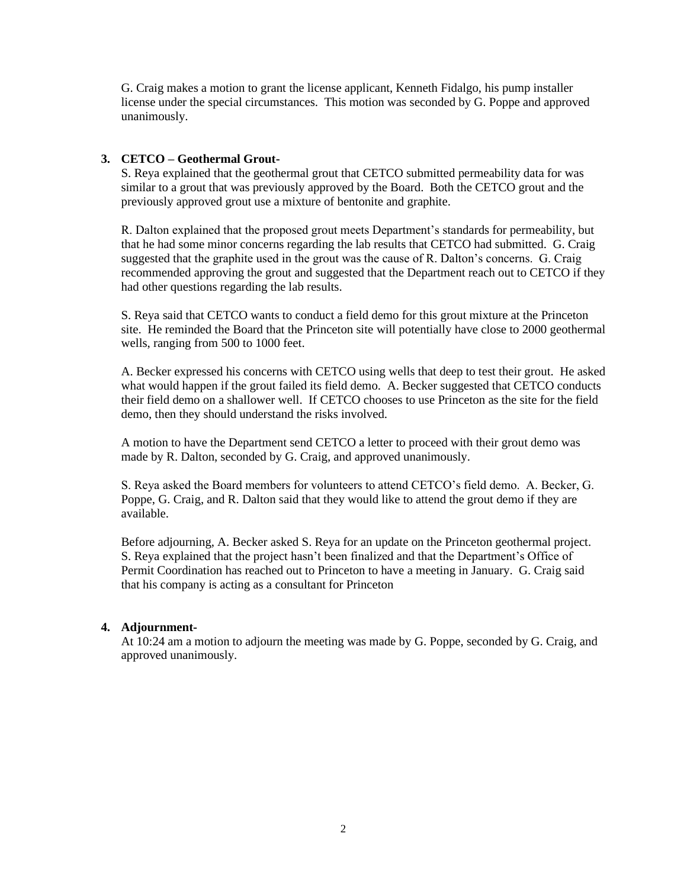G. Craig makes a motion to grant the license applicant, Kenneth Fidalgo, his pump installer license under the special circumstances. This motion was seconded by G. Poppe and approved unanimously.

3. **CETCO – Geothermal Grout-**

   S. Reya explained that the geothermal grout that CETCO submitted permeability data for was similar to a grout that was previously approved by the Board. Both the CETCO grout and the previously approved grout use a mixture of bentonite and graphite.

   R. Dalton explained that the proposed grout meets Department's standards for permeability, but that he had some minor concerns regarding the lab results that CETCO had submitted. G. Craig suggested that the graphite used in the grout was the cause of R. Dalton's concerns. G. Craig recommended approving the grout and suggested that the Department reach out to CETCO if they had other questions regarding the lab results.

   S. Reya said that CETCO wants to conduct a field demo for this grout mixture at the Princeton site. He reminded the Board that the Princeton site will potentially have close to 2000 geothermal wells, ranging from 500 to 1000 feet.

   A. Becker expressed his concerns with CETCO using wells that deep to test their grout. He asked what would happen if the grout failed its field demo. A. Becker suggested that CETCO conducts their field demo on a shallower well. If CETCO chooses to use Princeton as the site for the field demo, then they should understand the risks involved.

   A motion to have the Department send CETCO a letter to proceed with their grout demo was made by R. Dalton, seconded by G. Craig, and approved unanimously.

   S. Reya asked the Board members for volunteers to attend CETCO's field demo. A. Becker, G. Poppe, G. Craig, and R. Dalton said that they would like to attend the grout demo if they are available.

   Before adjourning, A. Becker asked S. Reya for an update on the Princeton geothermal project. S. Reya explained that the project hasn't been finalized and that the Department's Office of Permit Coordination has reached out to Princeton to have a meeting in January. G. Craig said that his company is acting as a consultant for Princeton

4. **Adjournment-**

   At 10:24 am a motion to adjourn the meeting was made by G. Poppe, seconded by G. Craig, and approved unanimously.